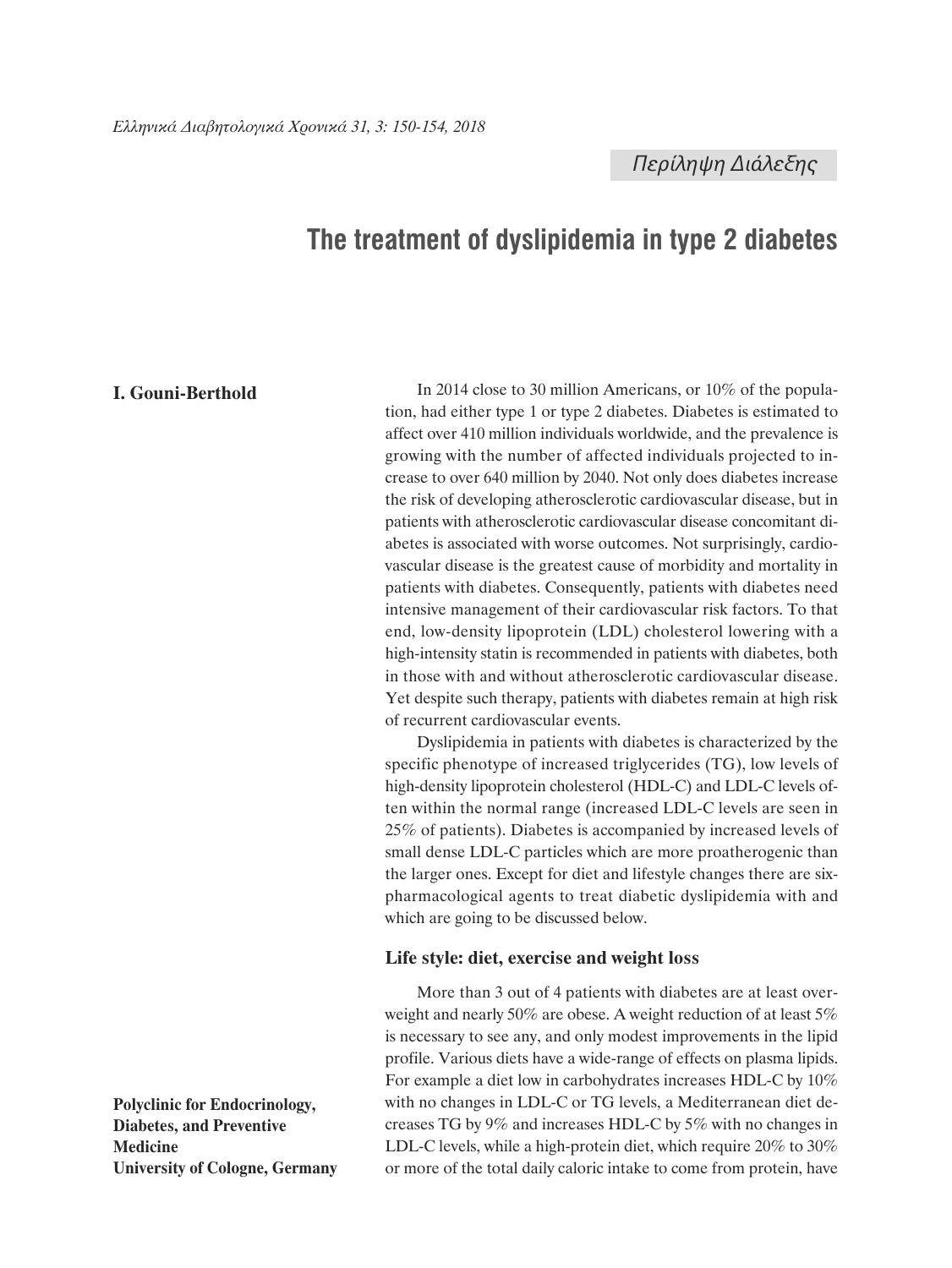Περίληψη Διάλεξης

# The treatment of dyslipidemia in type 2 diabetes

**I. Gouni-Berthold**

**Polyclinic for Endocrinology, Diabetes, and Preventive Medicine**
**University of Cologne, Germany**

In 2014 close to 30 million Americans, or 10% of the population, had either type 1 or type 2 diabetes. Diabetes is estimated to affect over 410 million individuals worldwide, and the prevalence is growing with the number of affected individuals projected to increase to over 640 million by 2040. Not only does diabetes increase the risk of developing atherosclerotic cardiovascular disease, but in patients with atherosclerotic cardiovascular disease concomitant diabetes is associated with worse outcomes. Not surprisingly, cardiovascular disease is the greatest cause of morbidity and mortality in patients with diabetes. Consequently, patients with diabetes need intensive management of their cardiovascular risk factors. To that end, low-density lipoprotein (LDL) cholesterol lowering with a high-intensity statin is recommended in patients with diabetes, both in those with and without atherosclerotic cardiovascular disease. Yet despite such therapy, patients with diabetes remain at high risk of recurrent cardiovascular events.

Dyslipidemia in patients with diabetes is characterized by the specific phenotype of increased triglycerides (TG), low levels of high-density lipoprotein cholesterol (HDL-C) and LDL-C levels often within the normal range (increased LDL-C levels are seen in 25% of patients). Diabetes is accompanied by increased levels of small dense LDL-C particles which are more proatherogenic than the larger ones. Except for diet and lifestyle changes there are six-pharmacological agents to treat diabetic dyslipidemia with and which are going to be discussed below.

### Life style: diet, exercise and weight loss

More than 3 out of 4 patients with diabetes are at least overweight and nearly 50% are obese. A weight reduction of at least 5% is necessary to see any, and only modest improvements in the lipid profile. Various diets have a wide-range of effects on plasma lipids. For example a diet low in carbohydrates increases HDL-C by 10% with no changes in LDL-C or TG levels, a Mediterranean diet decreases TG by 9% and increases HDL-C by 5% with no changes in LDL-C levels, while a high-protein diet, which require 20% to 30% or more of the total daily caloric intake to come from protein, have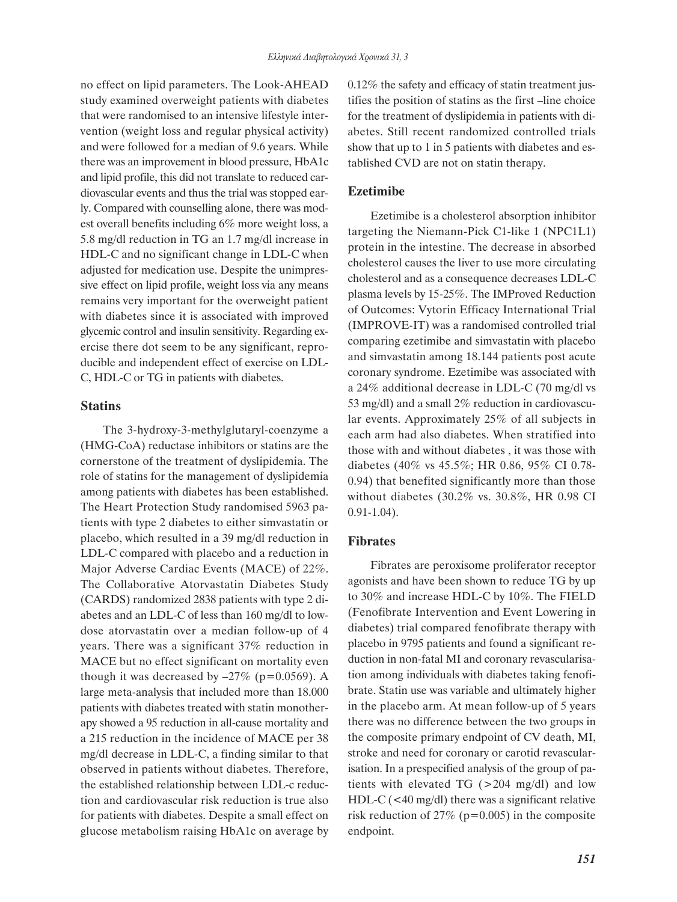no effect on lipid parameters. The Look-AHEAD study examined overweight patients with diabetes that were randomised to an intensive lifestyle intervention (weight loss and regular physical activity) and were followed for a median of 9.6 years. While there was an improvement in blood pressure, HbA1c and lipid profile, this did not translate to reduced cardiovascular events and thus the trial was stopped early. Compared with counselling alone, there was modest overall benefits including 6% more weight loss, a 5.8 mg/dl reduction in TG an 1.7 mg/dl increase in HDL-C and no significant change in LDL-C when adjusted for medication use. Despite the unimpressive effect on lipid profile, weight loss via any means remains very important for the overweight patient with diabetes since it is associated with improved glycemic control and insulin sensitivity. Regarding exercise there dot seem to be any significant, reproducible and independent effect of exercise on LDL-C, HDL-C or TG in patients with diabetes.

## Statins

The 3-hydroxy-3-methylglutaryl-coenzyme a (HMG-CoA) reductase inhibitors or statins are the cornerstone of the treatment of dyslipidemia. The role of statins for the management of dyslipidemia among patients with diabetes has been established. The Heart Protection Study randomised 5963 patients with type 2 diabetes to either simvastatin or placebo, which resulted in a 39 mg/dl reduction in LDL-C compared with placebo and a reduction in Major Adverse Cardiac Events (MACE) of 22%. The Collaborative Atorvastatin Diabetes Study (CARDS) randomized 2838 patients with type 2 diabetes and an LDL-C of less than 160 mg/dl to low-dose atorvastatin over a median follow-up of 4 years. There was a significant 37% reduction in MACE but no effect significant on mortality even though it was decreased by –27% (p=0.0569). A large meta-analysis that included more than 18.000 patients with diabetes treated with statin monotherapy showed a 95 reduction in all-cause mortality and a 215 reduction in the incidence of MACE per 38 mg/dl decrease in LDL-C, a finding similar to that observed in patients without diabetes. Therefore, the established relationship between LDL-c reduction and cardiovascular risk reduction is true also for patients with diabetes. Despite a small effect on glucose metabolism raising HbA1c on average by 0.12% the safety and efficacy of statin treatment justifies the position of statins as the first –line choice for the treatment of dyslipidemia in patients with diabetes. Still recent randomized controlled trials show that up to 1 in 5 patients with diabetes and established CVD are not on statin therapy.

## Ezetimibe

Ezetimibe is a cholesterol absorption inhibitor targeting the Niemann-Pick C1-like 1 (NPC1L1) protein in the intestine. The decrease in absorbed cholesterol causes the liver to use more circulating cholesterol and as a consequence decreases LDL-C plasma levels by 15-25%. The IMProved Reduction of Outcomes: Vytorin Efficacy International Trial (IMPROVE-IT) was a randomised controlled trial comparing ezetimibe and simvastatin with placebo and simvastatin among 18.144 patients post acute coronary syndrome. Ezetimibe was associated with a 24% additional decrease in LDL-C (70 mg/dl vs 53 mg/dl) and a small 2% reduction in cardiovascular events. Approximately 25% of all subjects in each arm had also diabetes. When stratified into those with and without diabetes , it was those with diabetes (40% vs 45.5%; HR 0.86, 95% CI 0.78-0.94) that benefited significantly more than those without diabetes (30.2% vs. 30.8%, HR 0.98 CI 0.91-1.04).

## Fibrates

Fibrates are peroxisome proliferator receptor agonists and have been shown to reduce TG by up to 30% and increase HDL-C by 10%. The FIELD (Fenofibrate Intervention and Event Lowering in diabetes) trial compared fenofibrate therapy with placebo in 9795 patients and found a significant reduction in non-fatal MI and coronary revascularisation among individuals with diabetes taking fenofibrate. Statin use was variable and ultimately higher in the placebo arm. At mean follow-up of 5 years there was no difference between the two groups in the composite primary endpoint of CV death, MI, stroke and need for coronary or carotid revascularisation. In a prespecified analysis of the group of patients with elevated TG (>204 mg/dl) and low HDL-C (<40 mg/dl) there was a significant relative risk reduction of 27% (p=0.005) in the composite endpoint.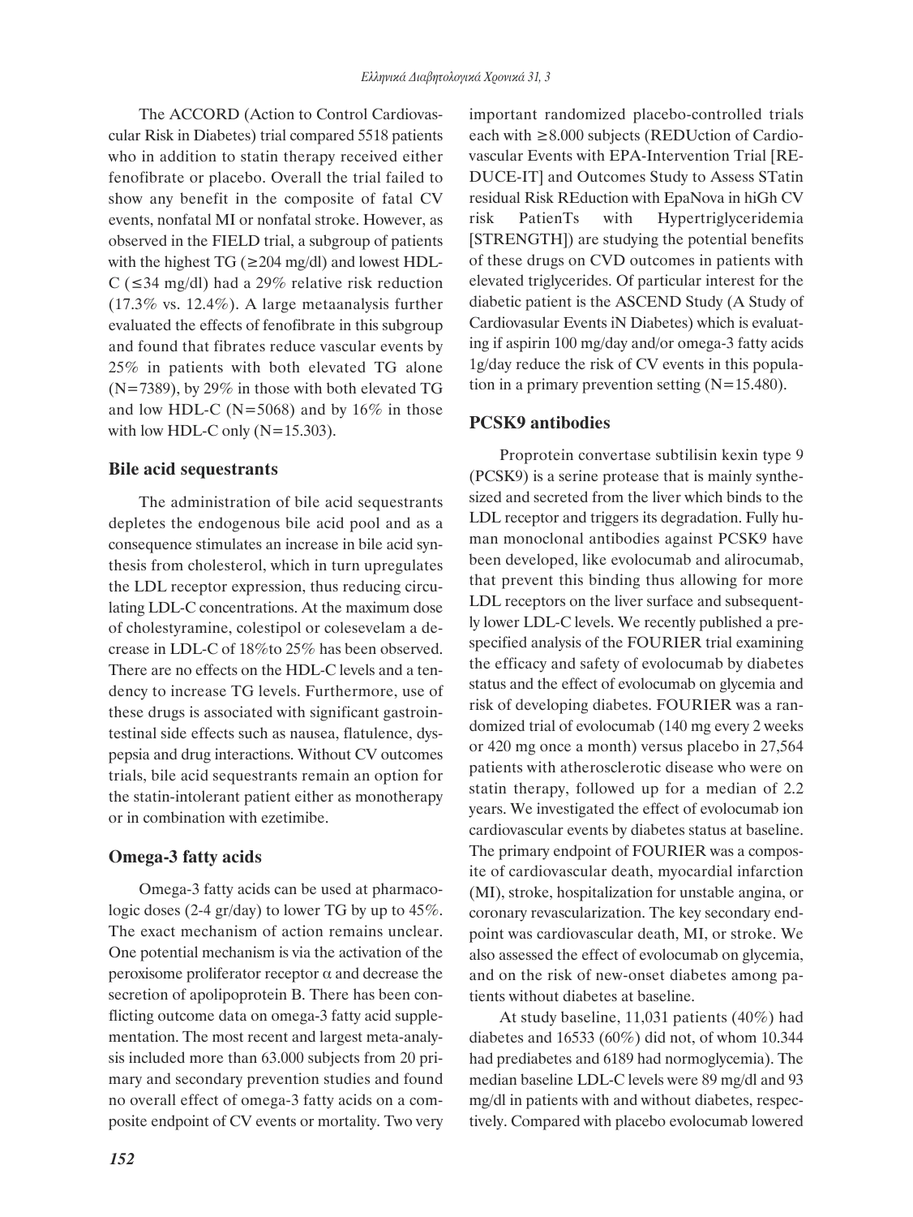The ACCORD (Action to Control Cardiovascular Risk in Diabetes) trial compared 5518 patients who in addition to statin therapy received either fenofibrate or placebo. Overall the trial failed to show any benefit in the composite of fatal CV events, nonfatal MI or nonfatal stroke. However, as observed in the FIELD trial, a subgroup of patients with the highest TG (≥204 mg/dl) and lowest HDL-C (≤34 mg/dl) had a 29% relative risk reduction (17.3% vs. 12.4%). A large metaanalysis further evaluated the effects of fenofibrate in this subgroup and found that fibrates reduce vascular events by 25% in patients with both elevated TG alone (N=7389), by 29% in those with both elevated TG and low HDL-C (N=5068) and by 16% in those with low HDL-C only (N=15.303).

## Bile acid sequestrants

The administration of bile acid sequestrants depletes the endogenous bile acid pool and as a consequence stimulates an increase in bile acid synthesis from cholesterol, which in turn upregulates the LDL receptor expression, thus reducing circulating LDL-C concentrations. At the maximum dose of cholestyramine, colestipol or colesevelam a decrease in LDL-C of 18%to 25% has been observed. There are no effects on the HDL-C levels and a tendency to increase TG levels. Furthermore, use of these drugs is associated with significant gastrointestinal side effects such as nausea, flatulence, dyspepsia and drug interactions. Without CV outcomes trials, bile acid sequestrants remain an option for the statin-intolerant patient either as monotherapy or in combination with ezetimibe.

## Omega-3 fatty acids

Omega-3 fatty acids can be used at pharmacologic doses (2-4 gr/day) to lower TG by up to 45%. The exact mechanism of action remains unclear. One potential mechanism is via the activation of the peroxisome proliferator receptor α and decrease the secretion of apolipoprotein B. There has been conflicting outcome data on omega-3 fatty acid supplementation. The most recent and largest meta-analysis included more than 63.000 subjects from 20 primary and secondary prevention studies and found no overall effect of omega-3 fatty acids on a composite endpoint of CV events or mortality. Two very important randomized placebo-controlled trials each with ≥8.000 subjects (REDUction of Cardiovascular Events with EPA-Intervention Trial [REDUCE-IT] and Outcomes Study to Assess STatin residual Risk REduction with EpaNova in hiGh CV risk PatienTs with Hypertriglyceridemia [STRENGTH]) are studying the potential benefits of these drugs on CVD outcomes in patients with elevated triglycerides. Of particular interest for the diabetic patient is the ASCEND Study (A Study of Cardiovascular Events iN Diabetes) which is evaluating if aspirin 100 mg/day and/or omega-3 fatty acids 1g/day reduce the risk of CV events in this population in a primary prevention setting (N=15.480).

## PCSK9 antibodies

Proprotein convertase subtilisin kexin type 9 (PCSK9) is a serine protease that is mainly synthesized and secreted from the liver which binds to the LDL receptor and triggers its degradation. Fully human monoclonal antibodies against PCSK9 have been developed, like evolocumab and alirocumab, that prevent this binding thus allowing for more LDL receptors on the liver surface and subsequently lower LDL-C levels. We recently published a prespecified analysis of the FOURIER trial examining the efficacy and safety of evolocumab by diabetes status and the effect of evolocumab on glycemia and risk of developing diabetes. FOURIER was a randomized trial of evolocumab (140 mg every 2 weeks or 420 mg once a month) versus placebo in 27,564 patients with atherosclerotic disease who were on statin therapy, followed up for a median of 2.2 years. We investigated the effect of evolocumab ion cardiovascular events by diabetes status at baseline. The primary endpoint of FOURIER was a composite of cardiovascular death, myocardial infarction (MI), stroke, hospitalization for unstable angina, or coronary revascularization. The key secondary endpoint was cardiovascular death, MI, or stroke. We also assessed the effect of evolocumab on glycemia, and on the risk of new-onset diabetes among patients without diabetes at baseline.

At study baseline, 11,031 patients (40%) had diabetes and 16533 (60%) did not, of whom 10.344 had prediabetes and 6189 had normoglycemia). The median baseline LDL-C levels were 89 mg/dl and 93 mg/dl in patients with and without diabetes, respectively. Compared with placebo evolocumab lowered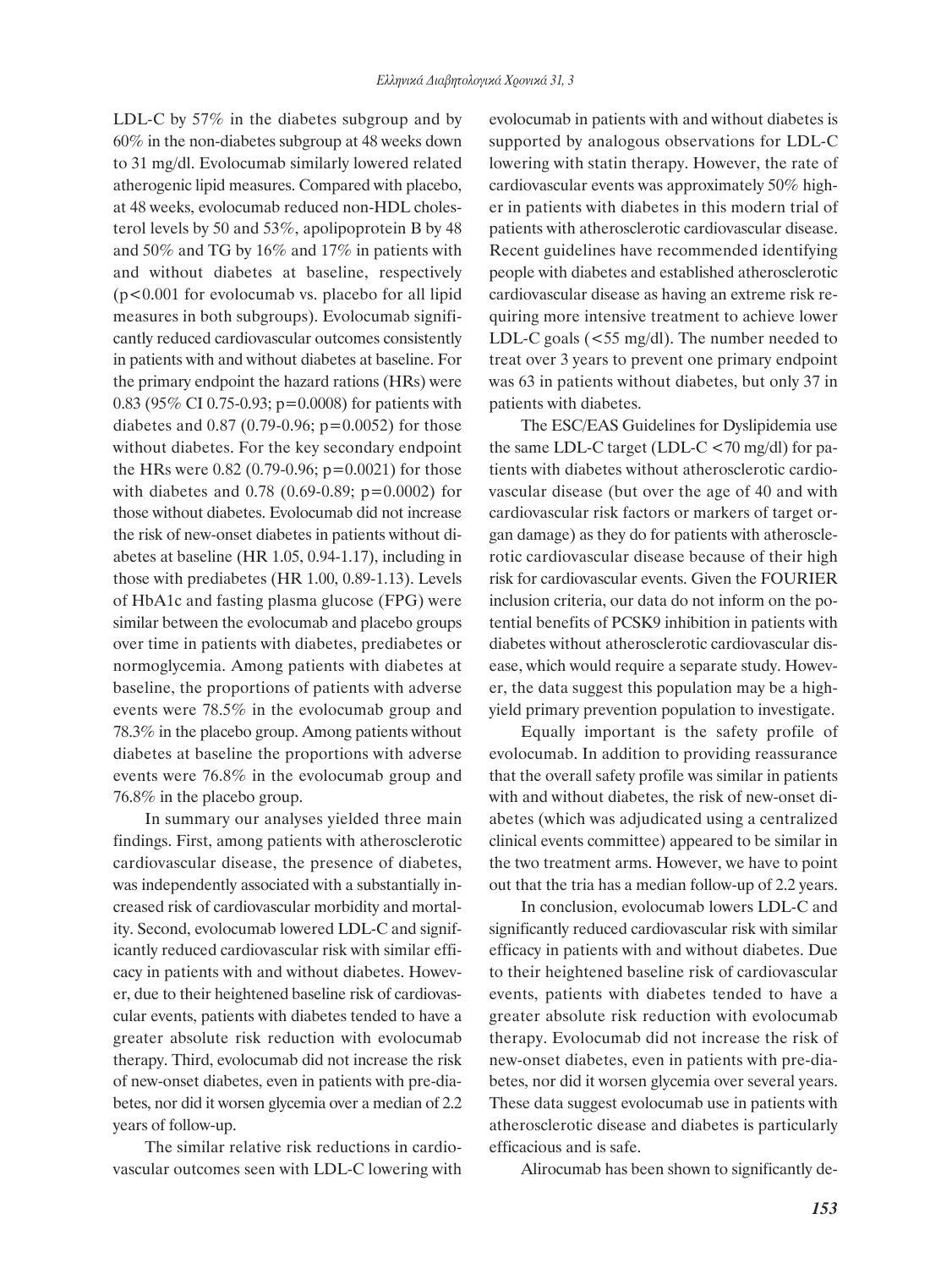LDL-C by 57% in the diabetes subgroup and by 60% in the non-diabetes subgroup at 48 weeks down to 31 mg/dl. Evolocumab similarly lowered related atherogenic lipid measures. Compared with placebo, at 48 weeks, evolocumab reduced non-HDL cholesterol levels by 50 and 53%, apolipoprotein B by 48 and 50% and TG by 16% and 17% in patients with and without diabetes at baseline, respectively ($p<0.001$ for evolocumab vs. placebo for all lipid measures in both subgroups). Evolocumab significantly reduced cardiovascular outcomes consistently in patients with and without diabetes at baseline. For the primary endpoint the hazard rations (HRs) were 0.83 (95% CI 0.75-0.93; $p=0.0008$) for patients with diabetes and 0.87 (0.79-0.96; $p=0.0052$) for those without diabetes. For the key secondary endpoint the HRs were 0.82 (0.79-0.96; $p=0.0021$) for those with diabetes and 0.78 (0.69-0.89; $p=0.0002$) for those without diabetes. Evolocumab did not increase the risk of new-onset diabetes in patients without diabetes at baseline (HR 1.05, 0.94-1.17), including in those with prediabetes (HR 1.00, 0.89-1.13). Levels of HbA1c and fasting plasma glucose (FPG) were similar between the evolocumab and placebo groups over time in patients with diabetes, prediabetes or normoglycemia. Among patients with diabetes at baseline, the proportions of patients with adverse events were 78.5% in the evolocumab group and 78.3% in the placebo group. Among patients without diabetes at baseline the proportions with adverse events were 76.8% in the evolocumab group and 76.8% in the placebo group.

In summary our analyses yielded three main findings. First, among patients with atherosclerotic cardiovascular disease, the presence of diabetes, was independently associated with a substantially increased risk of cardiovascular morbidity and mortality. Second, evolocumab lowered LDL-C and significantly reduced cardiovascular risk with similar efficacy in patients with and without diabetes. However, due to their heightened baseline risk of cardiovascular events, patients with diabetes tended to have a greater absolute risk reduction with evolocumab therapy. Third, evolocumab did not increase the risk of new-onset diabetes, even in patients with pre-diabetes, nor did it worsen glycemia over a median of 2.2 years of follow-up.

The similar relative risk reductions in cardiovascular outcomes seen with LDL-C lowering with evolocumab in patients with and without diabetes is supported by analogous observations for LDL-C lowering with statin therapy. However, the rate of cardiovascular events was approximately 50% higher in patients with diabetes in this modern trial of patients with atherosclerotic cardiovascular disease. Recent guidelines have recommended identifying people with diabetes and established atherosclerotic cardiovascular disease as having an extreme risk requiring more intensive treatment to achieve lower LDL-C goals (<55 mg/dl). The number needed to treat over 3 years to prevent one primary endpoint was 63 in patients without diabetes, but only 37 in patients with diabetes.

The ESC/EAS Guidelines for Dyslipidemia use the same LDL-C target (LDL-C <70 mg/dl) for patients with diabetes without atherosclerotic cardiovascular disease (but over the age of 40 and with cardiovascular risk factors or markers of target organ damage) as they do for patients with atherosclerotic cardiovascular disease because of their high risk for cardiovascular events. Given the FOURIER inclusion criteria, our data do not inform on the potential benefits of PCSK9 inhibition in patients with diabetes without atherosclerotic cardiovascular disease, which would require a separate study. However, the data suggest this population may be a high-yield primary prevention population to investigate.

Equally important is the safety profile of evolocumab. In addition to providing reassurance that the overall safety profile was similar in patients with and without diabetes, the risk of new-onset diabetes (which was adjudicated using a centralized clinical events committee) appeared to be similar in the two treatment arms. However, we have to point out that the tria has a median follow-up of 2.2 years.

In conclusion, evolocumab lowers LDL-C and significantly reduced cardiovascular risk with similar efficacy in patients with and without diabetes. Due to their heightened baseline risk of cardiovascular events, patients with diabetes tended to have a greater absolute risk reduction with evolocumab therapy. Evolocumab did not increase the risk of new-onset diabetes, even in patients with pre-diabetes, nor did it worsen glycemia over several years. These data suggest evolocumab use in patients with atherosclerotic disease and diabetes is particularly efficacious and is safe.

Alirocumab has been shown to significantly de-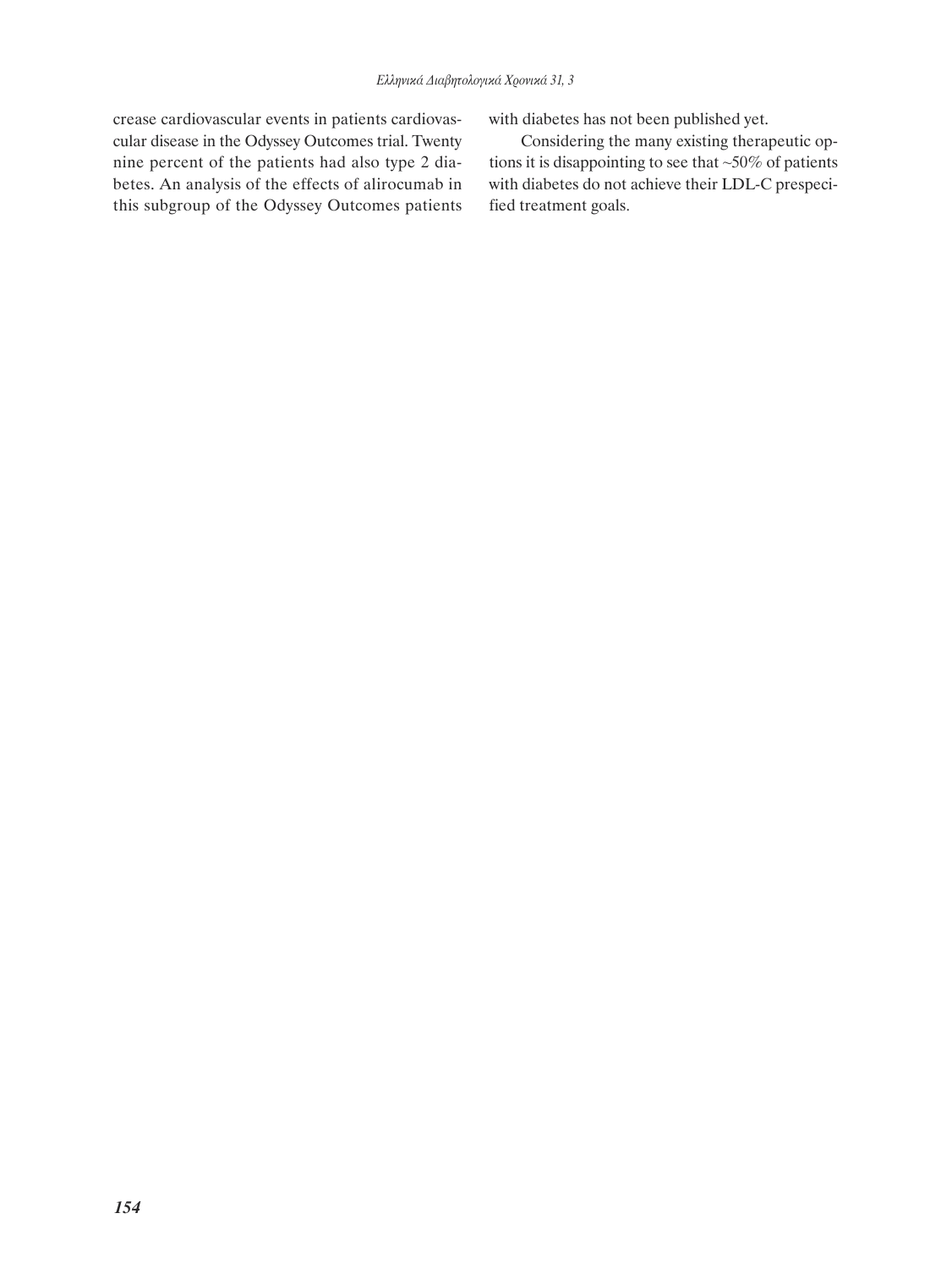crease cardiovascular events in patients cardiovascular disease in the Odyssey Outcomes trial. Twenty nine percent of the patients had also type 2 diabetes. An analysis of the effects of alirocumab in this subgroup of the Odyssey Outcomes patients with diabetes has not been published yet.

Considering the many existing therapeutic options it is disappointing to see that ~50% of patients with diabetes do not achieve their LDL-C prespecified treatment goals.